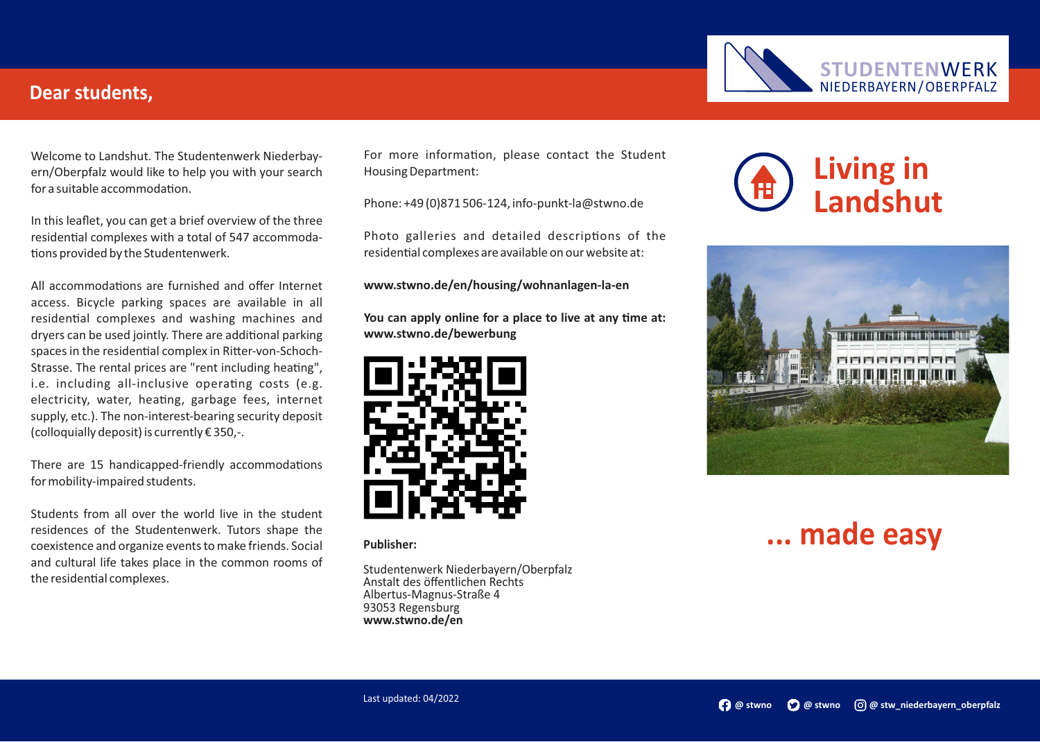## Dear students,

Welcome to Landshut. The Studentenwerk Niederbayern/Oberpfalz would like to help you with your search for a suitable accommodation.

In this leaflet, you can get a brief overview of the three residential complexes with a total of 547 accommodations provided by the Studentenwerk.

All accommodations are furnished and offer Internet access. Bicycle parking spaces are available in all residential complexes and washing machines and dryers can be used jointly. There are additional parking spaces in the residential complex in Ritter-von-Schoch-Strasse. The rental prices are "rent including heating", i.e. including all-inclusive operating costs (e.g. electricity, water, heating, garbage fees, internet supply, etc.). The non-interest-bearing security deposit (colloquially deposit) is currently € 350,-.

There are 15 handicapped-friendly accommodations for mobility-impaired students.

Students from all over the world live in the student residences of the Studentenwerk. Tutors shape the coexistence and organize events to make friends. Social and cultural life takes place in the common rooms of the residential complexes.

For more information, please contact the Student Housing Department:

Phone: +49 (0)871 506-124, info-punkt-la@stwno.de

Photo galleries and detailed descriptions of the residential complexes are available on our website at:

**www.stwno.de/en/housing/wohnanlagen-la-en**

**You can apply online for a place to live at any time at: www.stwno.de/bewerbung**

**Publisher:**

Studentenwerk Niederbayern/Oberpfalz
Anstalt des öffentlichen Rechts
Albertus-Magnus-Straße 4
93053 Regensburg
**www.stwno.de/en**

STUDENTENWERK NIEDERBAYERN/OBERPFALZ

# Living in Landshut

# ... made easy

Last updated: 04/2022

@ stwno @ stwno @ stw_niederbayern_oberpfalz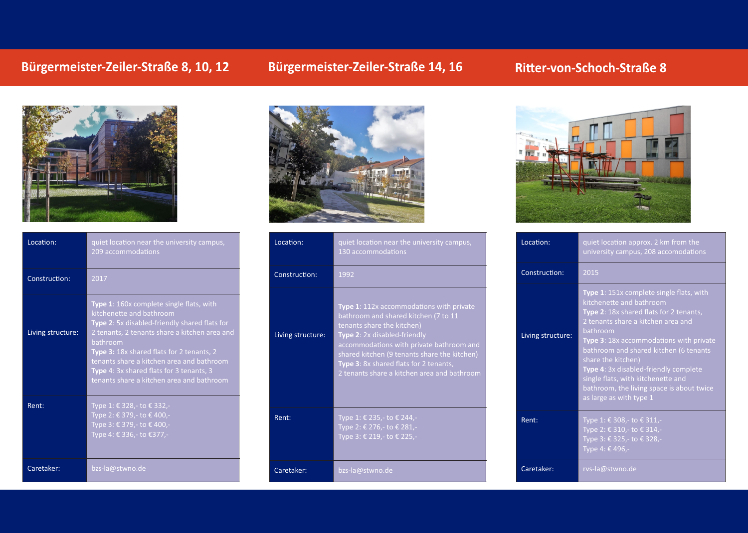## Bürgermeister-Zeiler-Straße 8, 10, 12

| | |
|---|---|
| Location: | quiet location near the university campus, 209 accommodations |
| Construction: | 2017 |
| Living structure: | **Type 1**: 160x complete single flats, with kitchenette and bathroom<br>**Type 2**: 5x disabled-friendly shared flats for 2 tenants, 2 tenants share a kitchen area and bathroom<br>**Type 3:** 18x shared flats for 2 tenants, 2 tenants share a kitchen area and bathroom<br>**Type** 4: 3x shared flats for 3 tenants, 3 tenants share a kitchen area and bathroom |
| Rent: | Type 1: € 328,- to € 332,-<br>Type 2: € 379,- to € 400,-<br>Type 3: € 379,- to € 400,-<br>Type 4: € 336,- to €377,- |
| Caretaker: | bzs-la@stwno.de |

## Bürgermeister-Zeiler-Straße 14, 16

| | |
|---|---|
| Location: | quiet location near the university campus, 130 accommodations |
| Construction: | 1992 |
| Living structure: | **Type 1**: 112x accommodations with private bathroom and shared kitchen (7 to 11 tenants share the kitchen)<br>**Type 2**: 2x disabled-friendly accommodations with private bathroom and shared kitchen (9 tenants share the kitchen)<br>**Type 3**: 8x shared flats for 2 tenants, 2 tenants share a kitchen area and bathroom |
| Rent: | Type 1: € 235,- to € 244,-<br>Type 2: € 276,- to € 281,-<br>Type 3: € 219,- to € 225,- |
| Caretaker: | bzs-la@stwno.de |

## Ritter-von-Schoch-Straße 8

| | |
|---|---|
| Location: | quiet location approx. 2 km from the university campus, 208 accomodations |
| Construction: | 2015 |
| Living structure: | **Type 1**: 151x complete single flats, with kitchenette and bathroom<br>**Type 2**: 18x shared flats for 2 tenants, 2 tenants share a kitchen area and bathroom<br>**Type 3**: 18x accommodations with private bathroom and shared kitchen (6 tenants share the kitchen)<br>**Type 4**: 3x disabled-friendly complete single flats, with kitchenette and bathroom, the living space is about twice as large as with type 1 |
| Rent: | Type 1: € 308,- to € 311,-<br>Type 2: € 310,- to € 314,-<br>Type 3: € 325,- to € 328,-<br>Type 4: € 496,- |
| Caretaker: | rvs-la@stwno.de |